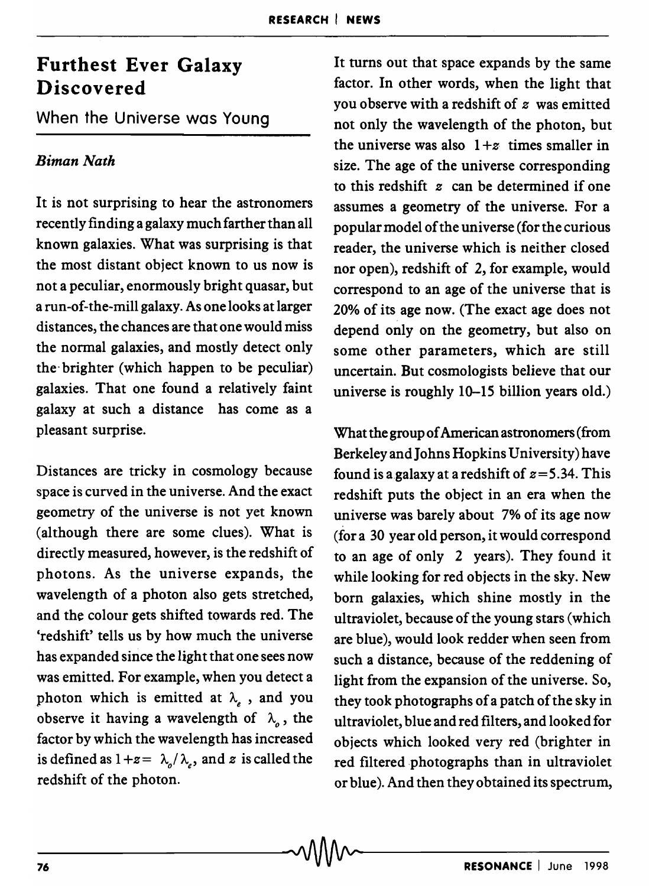# Furthest Ever Galaxy Discovered

## When the Universe was Young

*Biman Nath*

It is not surprising to hear the astronomers recently finding a galaxy much farther than all known galaxies. What was surprising is that the most distant object known to us now is not a peculiar, enormously bright quasar, but a run-of-the-mill galaxy. As one looks at larger distances, the chances are that one would miss the normal galaxies, and mostly detect only the brighter (which happen to be peculiar) galaxies. That one found a relatively faint galaxy at such a distance has come as a pleasant surprise.

Distances are tricky in cosmology because space is curved in the universe. And the exact geometry of the universe is not yet known (although there are some clues). What is directly measured, however, is the redshift of photons. As the universe expands, the wavelength of a photon also gets stretched, and the colour gets shifted towards red. The 'redshift' tells us by how much the universe has expanded since the light that one sees now was emitted. For example, when you detect a photon which is emitted at $\lambda_e$, and you observe it having a wavelength of $\lambda_o$, the factor by which the wavelength has increased is defined as $1+z = \lambda_o/\lambda_e$, and $z$ is called the redshift of the photon.

It turns out that space expands by the same factor. In other words, when the light that you observe with a redshift of $z$ was emitted not only the wavelength of the photon, but the universe was also $1+z$ times smaller in size. The age of the universe corresponding to this redshift $z$ can be determined if one assumes a geometry of the universe. For a popular model of the universe (for the curious reader, the universe which is neither closed nor open), redshift of 2, for example, would correspond to an age of the universe that is 20% of its age now. (The exact age does not depend only on the geometry, but also on some other parameters, which are still uncertain. But cosmologists believe that our universe is roughly 10–15 billion years old.)

What the group of American astronomers (from Berkeley and Johns Hopkins University) have found is a galaxy at a redshift of $z=5.34$. This redshift puts the object in an era when the universe was barely about 7% of its age now (for a 30 year old person, it would correspond to an age of only 2 years). They found it while looking for red objects in the sky. New born galaxies, which shine mostly in the ultraviolet, because of the young stars (which are blue), would look redder when seen from such a distance, because of the reddening of light from the expansion of the universe. So, they took photographs of a patch of the sky in ultraviolet, blue and red filters, and looked for objects which looked very red (brighter in red filtered photographs than in ultraviolet or blue). And then they obtained its spectrum,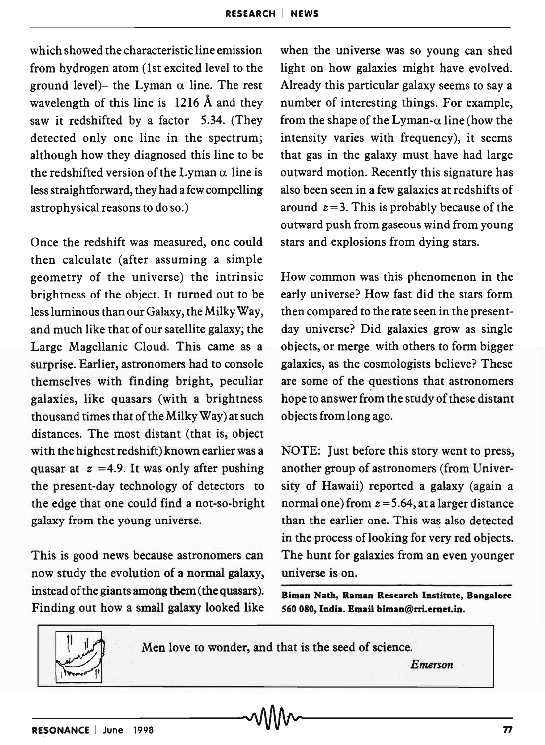which showed the characteristic line emission from hydrogen atom (1st excited level to the ground level)– the Lyman $\alpha$ line. The rest wavelength of this line is 1216 Å and they saw it redshifted by a factor 5.34. (They detected only one line in the spectrum; although how they diagnosed this line to be the redshifted version of the Lyman $\alpha$ line is less straightforward, they had a few compelling astrophysical reasons to do so.)

Once the redshift was measured, one could then calculate (after assuming a simple geometry of the universe) the intrinsic brightness of the object. It turned out to be less luminous than our Galaxy, the Milky Way, and much like that of our satellite galaxy, the Large Magellanic Cloud. This came as a surprise. Earlier, astronomers had to console themselves with finding bright, peculiar galaxies, like quasars (with a brightness thousand times that of the Milky Way) at such distances. The most distant (that is, object with the highest redshift) known earlier was a quasar at $z = 4.9$. It was only after pushing the present-day technology of detectors to the edge that one could find a not-so-bright galaxy from the young universe.

This is good news because astronomers can now study the evolution of a normal galaxy, instead of the giants among them (the quasars). Finding out how a small galaxy looked like when the universe was so young can shed light on how galaxies might have evolved. Already this particular galaxy seems to say a number of interesting things. For example, from the shape of the Lyman-$\alpha$ line (how the intensity varies with frequency), it seems that gas in the galaxy must have had large outward motion. Recently this signature has also been seen in a few galaxies at redshifts of around $z = 3$. This is probably because of the outward push from gaseous wind from young stars and explosions from dying stars.

How common was this phenomenon in the early universe? How fast did the stars form then compared to the rate seen in the present-day universe? Did galaxies grow as single objects, or merge with others to form bigger galaxies, as the cosmologists believe? These are some of the questions that astronomers hope to answer from the study of these distant objects from long ago.

NOTE: Just before this story went to press, another group of astronomers (from University of Hawaii) reported a galaxy (again a normal one) from $z = 5.64$, at a larger distance than the earlier one. This was also detected in the process of looking for very red objects. The hunt for galaxies from an even younger universe is on.

**Biman Nath, Raman Research Institute, Bangalore 560 080, India. Email biman@rri.ernet.in.**

---

Men love to wonder, and that is the seed of science.

*Emerson*